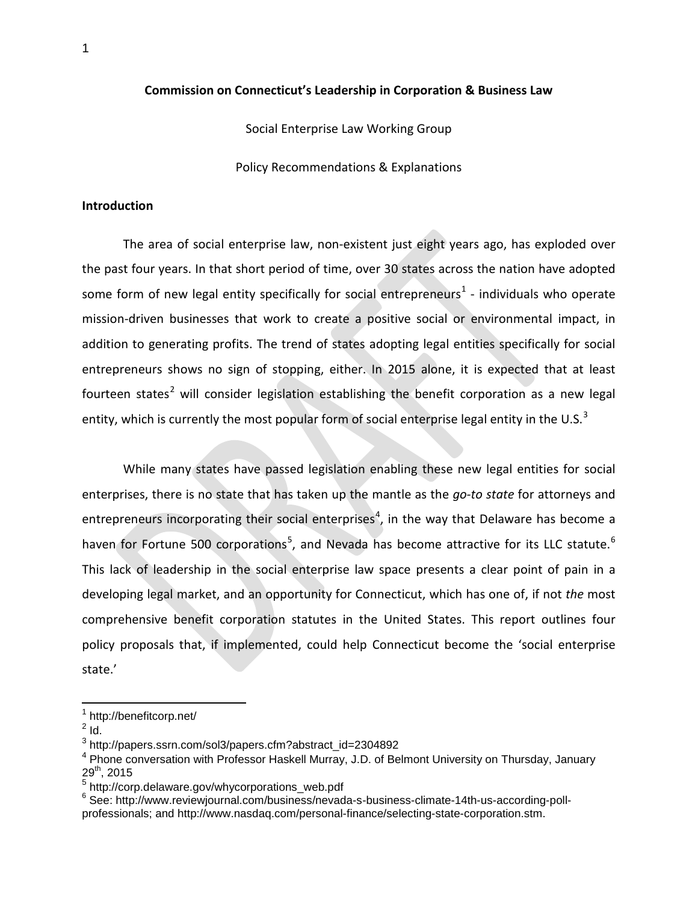**Commission on Connecticut's Leadership in Corporation & Business Law**

Social Enterprise Law Working Group

Policy Recommendations & Explanations

## Introduction

The area of social enterprise law, non-existent just eight years ago, has exploded over the past four years. In that short period of time, over 30 states across the nation have adopted some form of new legal entity specifically for social entrepreneurs[1] - individuals who operate mission-driven businesses that work to create a positive social or environmental impact, in addition to generating profits. The trend of states adopting legal entities specifically for social entrepreneurs shows no sign of stopping, either. In 2015 alone, it is expected that at least fourteen states[2] will consider legislation establishing the benefit corporation as a new legal entity, which is currently the most popular form of social enterprise legal entity in the U.S.[3]

While many states have passed legislation enabling these new legal entities for social enterprises, there is no state that has taken up the mantle as the *go-to state* for attorneys and entrepreneurs incorporating their social enterprises[4], in the way that Delaware has become a haven for Fortune 500 corporations[5], and Nevada has become attractive for its LLC statute.[6] This lack of leadership in the social enterprise law space presents a clear point of pain in a developing legal market, and an opportunity for Connecticut, which has one of, if not *the* most comprehensive benefit corporation statutes in the United States. This report outlines four policy proposals that, if implemented, could help Connecticut become the 'social enterprise state.'

---

[1] http://benefitcorp.net/

[2] Id.

[3] http://papers.ssrn.com/sol3/papers.cfm?abstract_id=2304892

[4] Phone conversation with Professor Haskell Murray, J.D. of Belmont University on Thursday, January 29th, 2015

[5] http://corp.delaware.gov/whycorporations_web.pdf

[6] See: http://www.reviewjournal.com/business/nevada-s-business-climate-14th-us-according-poll-professionals; and http://www.nasdaq.com/personal-finance/selecting-state-corporation.stm.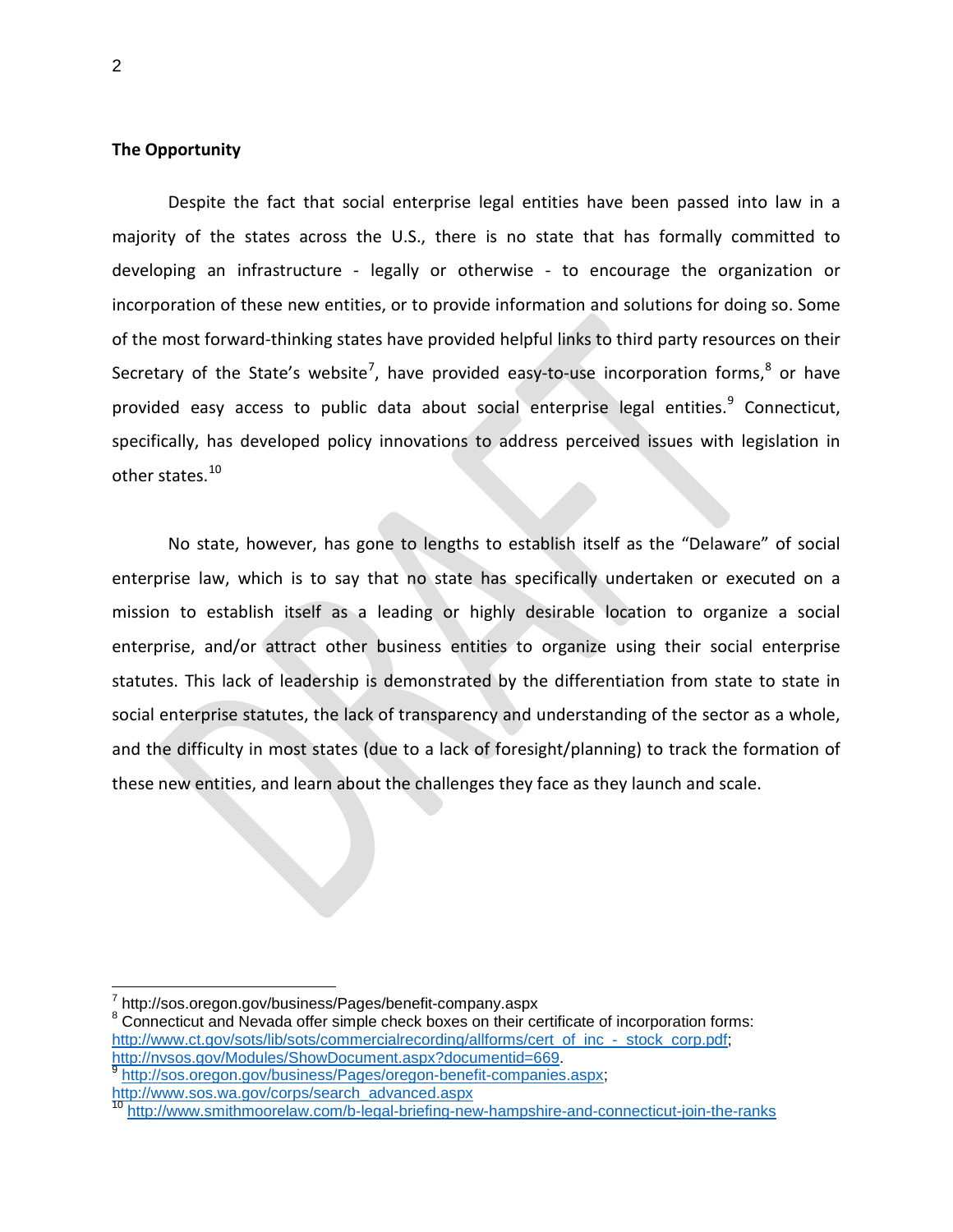**The Opportunity**

Despite the fact that social enterprise legal entities have been passed into law in a majority of the states across the U.S., there is no state that has formally committed to developing an infrastructure - legally or otherwise - to encourage the organization or incorporation of these new entities, or to provide information and solutions for doing so. Some of the most forward-thinking states have provided helpful links to third party resources on their Secretary of the State's website[7], have provided easy-to-use incorporation forms,[8] or have provided easy access to public data about social enterprise legal entities.[9] Connecticut, specifically, has developed policy innovations to address perceived issues with legislation in other states.[10]

No state, however, has gone to lengths to establish itself as the "Delaware" of social enterprise law, which is to say that no state has specifically undertaken or executed on a mission to establish itself as a leading or highly desirable location to organize a social enterprise, and/or attract other business entities to organize using their social enterprise statutes. This lack of leadership is demonstrated by the differentiation from state to state in social enterprise statutes, the lack of transparency and understanding of the sector as a whole, and the difficulty in most states (due to a lack of foresight/planning) to track the formation of these new entities, and learn about the challenges they face as they launch and scale.

---

[7] http://sos.oregon.gov/business/Pages/benefit-company.aspx

[8] Connecticut and Nevada offer simple check boxes on their certificate of incorporation forms: http://www.ct.gov/sots/lib/sots/commercialrecording/allforms/cert_of_inc_-_stock_corp.pdf; http://nvsos.gov/Modules/ShowDocument.aspx?documentid=669.

[9] http://sos.oregon.gov/business/Pages/oregon-benefit-companies.aspx; http://www.sos.wa.gov/corps/search_advanced.aspx

[10] http://www.smithmoorelaw.com/b-legal-briefing-new-hampshire-and-connecticut-join-the-ranks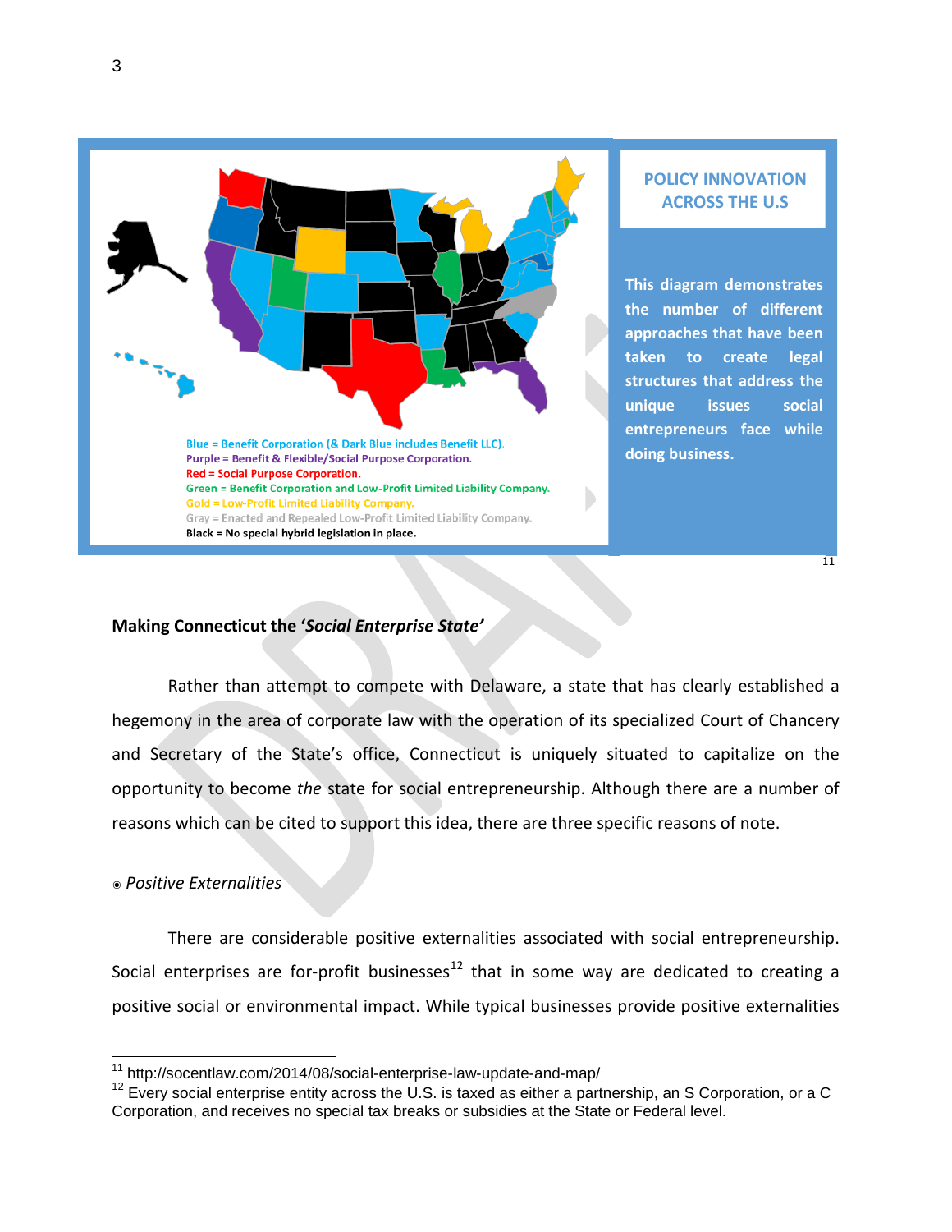Blue = Benefit Corporation (& Dark Blue includes Benefit LLC).
Purple = Benefit & Flexible/Social Purpose Corporation.
Red = Social Purpose Corporation.
Green = Benefit Corporation and Low-Profit Limited Liability Company.
Gold = Low-Profit Limited Liability Company.
Gray = Enacted and Repealed Low-Profit Limited Liability Company.
Black = No special hybrid legislation in place.

**POLICY INNOVATION ACROSS THE U.S**

**This diagram demonstrates the number of different approaches that have been taken to create legal structures that address the unique issues social entrepreneurs face while doing business.**[11]

### Making Connecticut the '*Social Enterprise State*'

Rather than attempt to compete with Delaware, a state that has clearly established a hegemony in the area of corporate law with the operation of its specialized Court of Chancery and Secretary of the State's office, Connecticut is uniquely situated to capitalize on the opportunity to become *the* state for social entrepreneurship. Although there are a number of reasons which can be cited to support this idea, there are three specific reasons of note.

- *Positive Externalities*

There are considerable positive externalities associated with social entrepreneurship. Social enterprises are for-profit businesses[12] that in some way are dedicated to creating a positive social or environmental impact. While typical businesses provide positive externalities

---

[11] http://socentlaw.com/2014/08/social-enterprise-law-update-and-map/

[12] Every social enterprise entity across the U.S. is taxed as either a partnership, an S Corporation, or a C Corporation, and receives no special tax breaks or subsidies at the State or Federal level.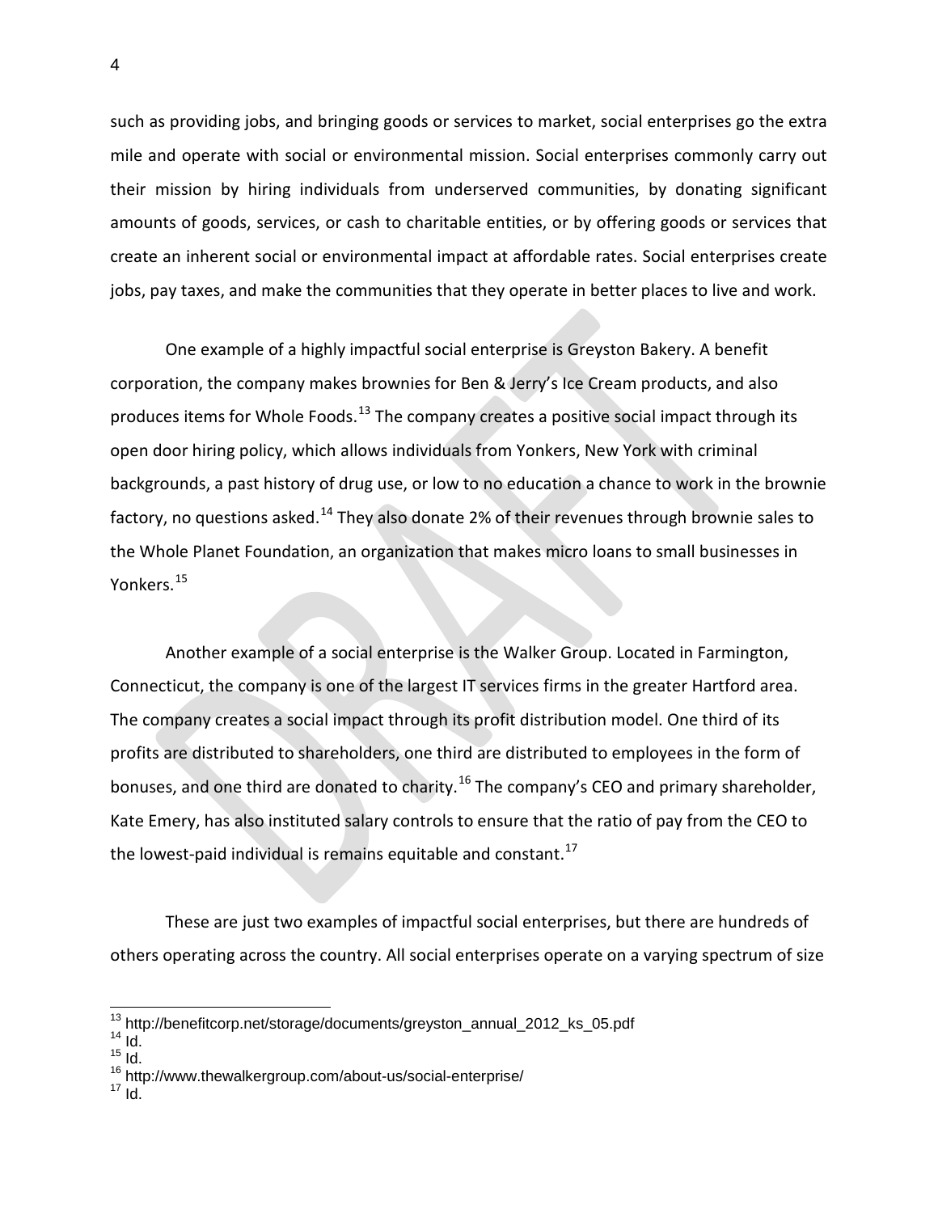such as providing jobs, and bringing goods or services to market, social enterprises go the extra mile and operate with social or environmental mission. Social enterprises commonly carry out their mission by hiring individuals from underserved communities, by donating significant amounts of goods, services, or cash to charitable entities, or by offering goods or services that create an inherent social or environmental impact at affordable rates. Social enterprises create jobs, pay taxes, and make the communities that they operate in better places to live and work.

One example of a highly impactful social enterprise is Greyston Bakery. A benefit corporation, the company makes brownies for Ben & Jerry's Ice Cream products, and also produces items for Whole Foods.[13] The company creates a positive social impact through its open door hiring policy, which allows individuals from Yonkers, New York with criminal backgrounds, a past history of drug use, or low to no education a chance to work in the brownie factory, no questions asked.[14] They also donate 2% of their revenues through brownie sales to the Whole Planet Foundation, an organization that makes micro loans to small businesses in Yonkers.[15]

Another example of a social enterprise is the Walker Group. Located in Farmington, Connecticut, the company is one of the largest IT services firms in the greater Hartford area. The company creates a social impact through its profit distribution model. One third of its profits are distributed to shareholders, one third are distributed to employees in the form of bonuses, and one third are donated to charity.[16] The company's CEO and primary shareholder, Kate Emery, has also instituted salary controls to ensure that the ratio of pay from the CEO to the lowest-paid individual is remains equitable and constant.[17]

These are just two examples of impactful social enterprises, but there are hundreds of others operating across the country. All social enterprises operate on a varying spectrum of size

---

[13] http://benefitcorp.net/storage/documents/greyston_annual_2012_ks_05.pdf
[14] Id.
[15] Id.
[16] http://www.thewalkergroup.com/about-us/social-enterprise/
[17] Id.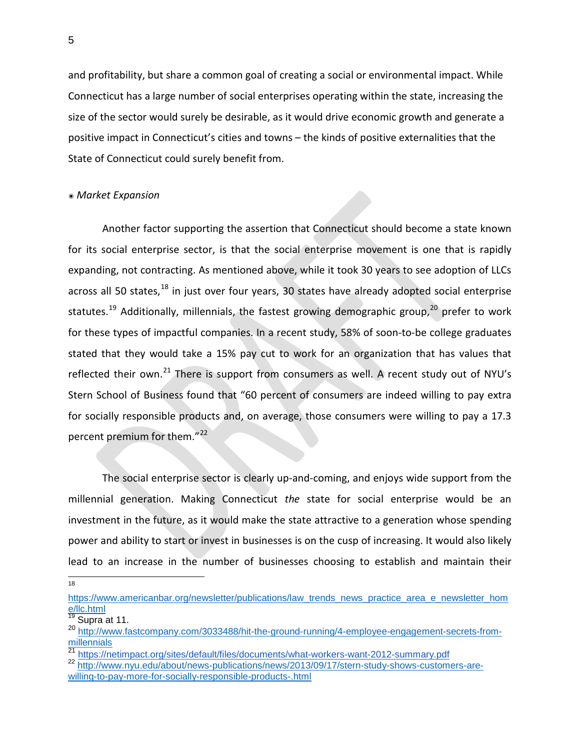and profitability, but share a common goal of creating a social or environmental impact. While Connecticut has a large number of social enterprises operating within the state, increasing the size of the sector would surely be desirable, as it would drive economic growth and generate a positive impact in Connecticut's cities and towns – the kinds of positive externalities that the State of Connecticut could surely benefit from.

◉ *Market Expansion*

Another factor supporting the assertion that Connecticut should become a state known for its social enterprise sector, is that the social enterprise movement is one that is rapidly expanding, not contracting. As mentioned above, while it took 30 years to see adoption of LLCs across all 50 states,[18] in just over four years, 30 states have already adopted social enterprise statutes.[19] Additionally, millennials, the fastest growing demographic group,[20] prefer to work for these types of impactful companies. In a recent study, 58% of soon-to-be college graduates stated that they would take a 15% pay cut to work for an organization that has values that reflected their own.[21] There is support from consumers as well. A recent study out of NYU's Stern School of Business found that "60 percent of consumers are indeed willing to pay extra for socially responsible products and, on average, those consumers were willing to pay a 17.3 percent premium for them."[22]

The social enterprise sector is clearly up-and-coming, and enjoys wide support from the millennial generation. Making Connecticut *the* state for social enterprise would be an investment in the future, as it would make the state attractive to a generation whose spending power and ability to start or invest in businesses is on the cusp of increasing. It would also likely lead to an increase in the number of businesses choosing to establish and maintain their

---

[18] https://www.americanbar.org/newsletter/publications/law_trends_news_practice_area_e_newsletter_home/llc.html

[19] Supra at 11.

[20] http://www.fastcompany.com/3033488/hit-the-ground-running/4-employee-engagement-secrets-from-millennials

[21] https://netimpact.org/sites/default/files/documents/what-workers-want-2012-summary.pdf

[22] http://www.nyu.edu/about/news-publications/news/2013/09/17/stern-study-shows-customers-are-willing-to-pay-more-for-socially-responsible-products-.html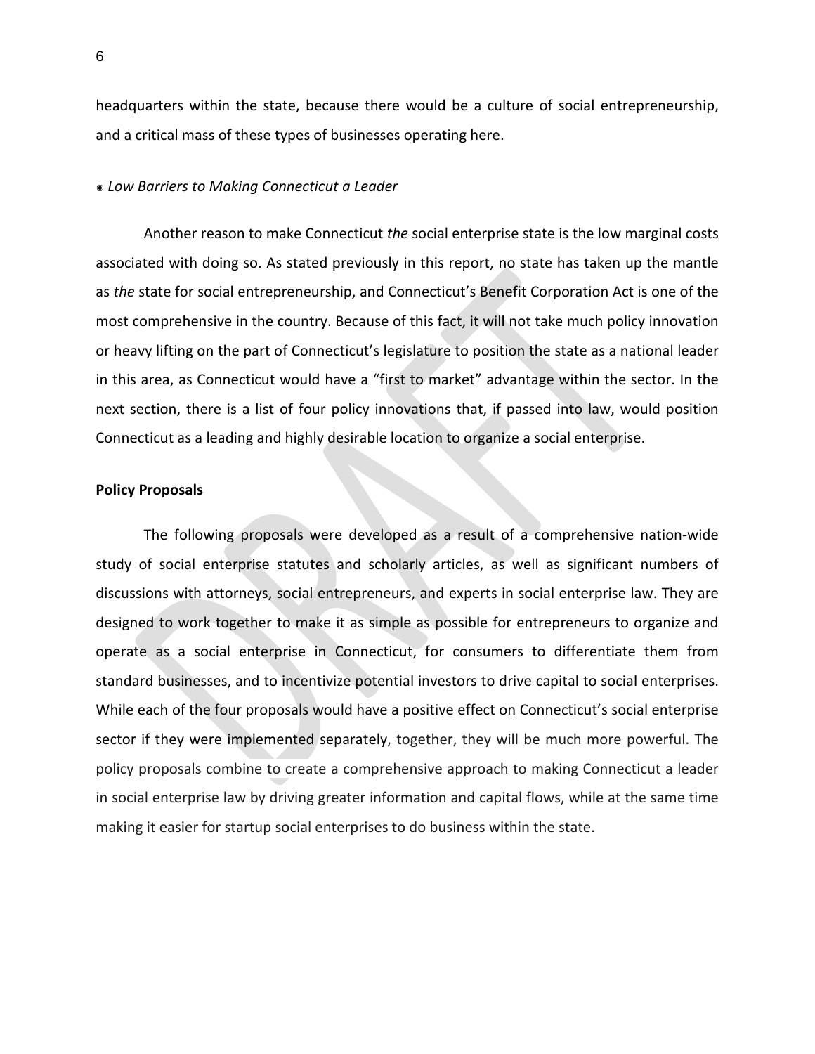headquarters within the state, because there would be a culture of social entrepreneurship, and a critical mass of these types of businesses operating here.

◉ *Low Barriers to Making Connecticut a Leader*

Another reason to make Connecticut *the* social enterprise state is the low marginal costs associated with doing so. As stated previously in this report, no state has taken up the mantle as *the* state for social entrepreneurship, and Connecticut's Benefit Corporation Act is one of the most comprehensive in the country. Because of this fact, it will not take much policy innovation or heavy lifting on the part of Connecticut's legislature to position the state as a national leader in this area, as Connecticut would have a "first to market" advantage within the sector. In the next section, there is a list of four policy innovations that, if passed into law, would position Connecticut as a leading and highly desirable location to organize a social enterprise.

**Policy Proposals**

The following proposals were developed as a result of a comprehensive nation-wide study of social enterprise statutes and scholarly articles, as well as significant numbers of discussions with attorneys, social entrepreneurs, and experts in social enterprise law. They are designed to work together to make it as simple as possible for entrepreneurs to organize and operate as a social enterprise in Connecticut, for consumers to differentiate them from standard businesses, and to incentivize potential investors to drive capital to social enterprises. While each of the four proposals would have a positive effect on Connecticut's social enterprise sector if they were implemented separately, together, they will be much more powerful. The policy proposals combine to create a comprehensive approach to making Connecticut a leader in social enterprise law by driving greater information and capital flows, while at the same time making it easier for startup social enterprises to do business within the state.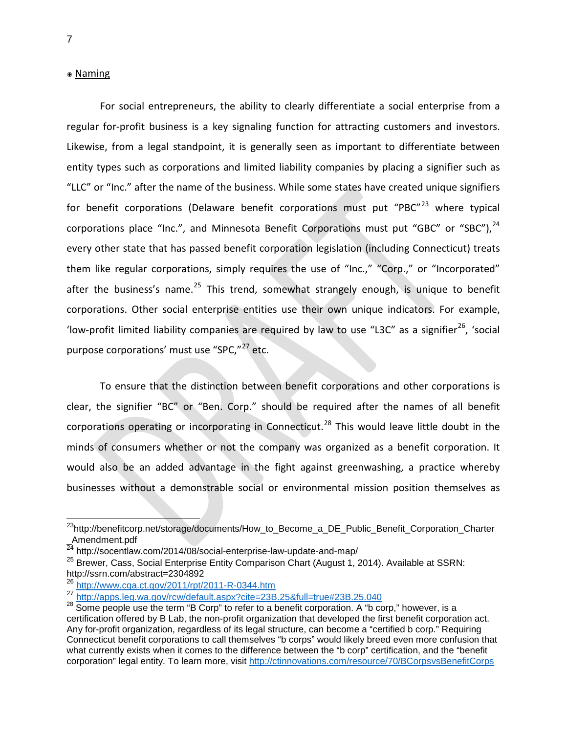◉ Naming

For social entrepreneurs, the ability to clearly differentiate a social enterprise from a regular for-profit business is a key signaling function for attracting customers and investors. Likewise, from a legal standpoint, it is generally seen as important to differentiate between entity types such as corporations and limited liability companies by placing a signifier such as "LLC" or "Inc." after the name of the business. While some states have created unique signifiers for benefit corporations (Delaware benefit corporations must put "PBC"[23] where typical corporations place "Inc.", and Minnesota Benefit Corporations must put "GBC" or "SBC"),[24] every other state that has passed benefit corporation legislation (including Connecticut) treats them like regular corporations, simply requires the use of "Inc.," "Corp.," or "Incorporated" after the business's name.[25] This trend, somewhat strangely enough, is unique to benefit corporations. Other social enterprise entities use their own unique indicators. For example, 'low-profit limited liability companies are required by law to use "L3C" as a signifier[26], 'social purpose corporations' must use "SPC,"[27] etc.

To ensure that the distinction between benefit corporations and other corporations is clear, the signifier "BC" or "Ben. Corp." should be required after the names of all benefit corporations operating or incorporating in Connecticut.[28] This would leave little doubt in the minds of consumers whether or not the company was organized as a benefit corporation. It would also be an added advantage in the fight against greenwashing, a practice whereby businesses without a demonstrable social or environmental mission position themselves as

---

[23] http://benefitcorp.net/storage/documents/How_to_Become_a_DE_Public_Benefit_Corporation_Charter_Amendment.pdf

[24] http://socentlaw.com/2014/08/social-enterprise-law-update-and-map/

[25] Brewer, Cass, Social Enterprise Entity Comparison Chart (August 1, 2014). Available at SSRN: http://ssrn.com/abstract=2304892

[26] http://www.cga.ct.gov/2011/rpt/2011-R-0344.htm

[27] http://apps.leg.wa.gov/rcw/default.aspx?cite=23B.25&full=true#23B.25.040

[28] Some people use the term "B Corp" to refer to a benefit corporation. A "b corp," however, is a certification offered by B Lab, the non-profit organization that developed the first benefit corporation act. Any for-profit organization, regardless of its legal structure, can become a "certified b corp." Requiring Connecticut benefit corporations to call themselves "b corps" would likely breed even more confusion that what currently exists when it comes to the difference between the "b corp" certification, and the "benefit corporation" legal entity. To learn more, visit http://ctinnovations.com/resource/70/BCorpsvsBenefitCorps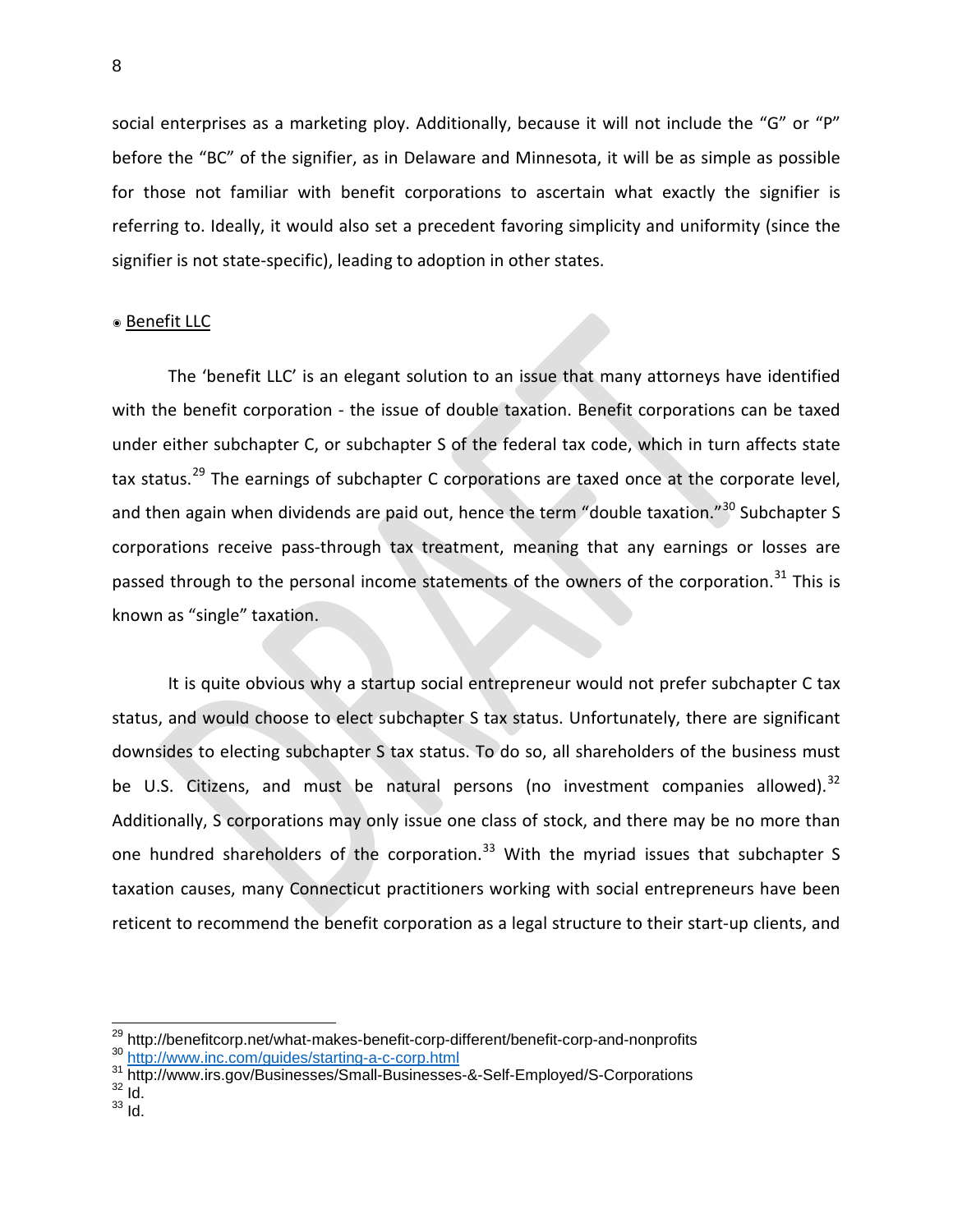social enterprises as a marketing ploy. Additionally, because it will not include the "G" or "P" before the "BC" of the signifier, as in Delaware and Minnesota, it will be as simple as possible for those not familiar with benefit corporations to ascertain what exactly the signifier is referring to. Ideally, it would also set a precedent favoring simplicity and uniformity (since the signifier is not state-specific), leading to adoption in other states.

◉ <u>Benefit LLC</u>

The 'benefit LLC' is an elegant solution to an issue that many attorneys have identified with the benefit corporation - the issue of double taxation. Benefit corporations can be taxed under either subchapter C, or subchapter S of the federal tax code, which in turn affects state tax status.[29] The earnings of subchapter C corporations are taxed once at the corporate level, and then again when dividends are paid out, hence the term "double taxation."[30] Subchapter S corporations receive pass-through tax treatment, meaning that any earnings or losses are passed through to the personal income statements of the owners of the corporation.[31] This is known as "single" taxation.

It is quite obvious why a startup social entrepreneur would not prefer subchapter C tax status, and would choose to elect subchapter S tax status. Unfortunately, there are significant downsides to electing subchapter S tax status. To do so, all shareholders of the business must be U.S. Citizens, and must be natural persons (no investment companies allowed).[32] Additionally, S corporations may only issue one class of stock, and there may be no more than one hundred shareholders of the corporation.[33] With the myriad issues that subchapter S taxation causes, many Connecticut practitioners working with social entrepreneurs have been reticent to recommend the benefit corporation as a legal structure to their start-up clients, and

---

[29] http://benefitcorp.net/what-makes-benefit-corp-different/benefit-corp-and-nonprofits
[30] http://www.inc.com/guides/starting-a-c-corp.html
[31] http://www.irs.gov/Businesses/Small-Businesses-&-Self-Employed/S-Corporations
[32] Id.
[33] Id.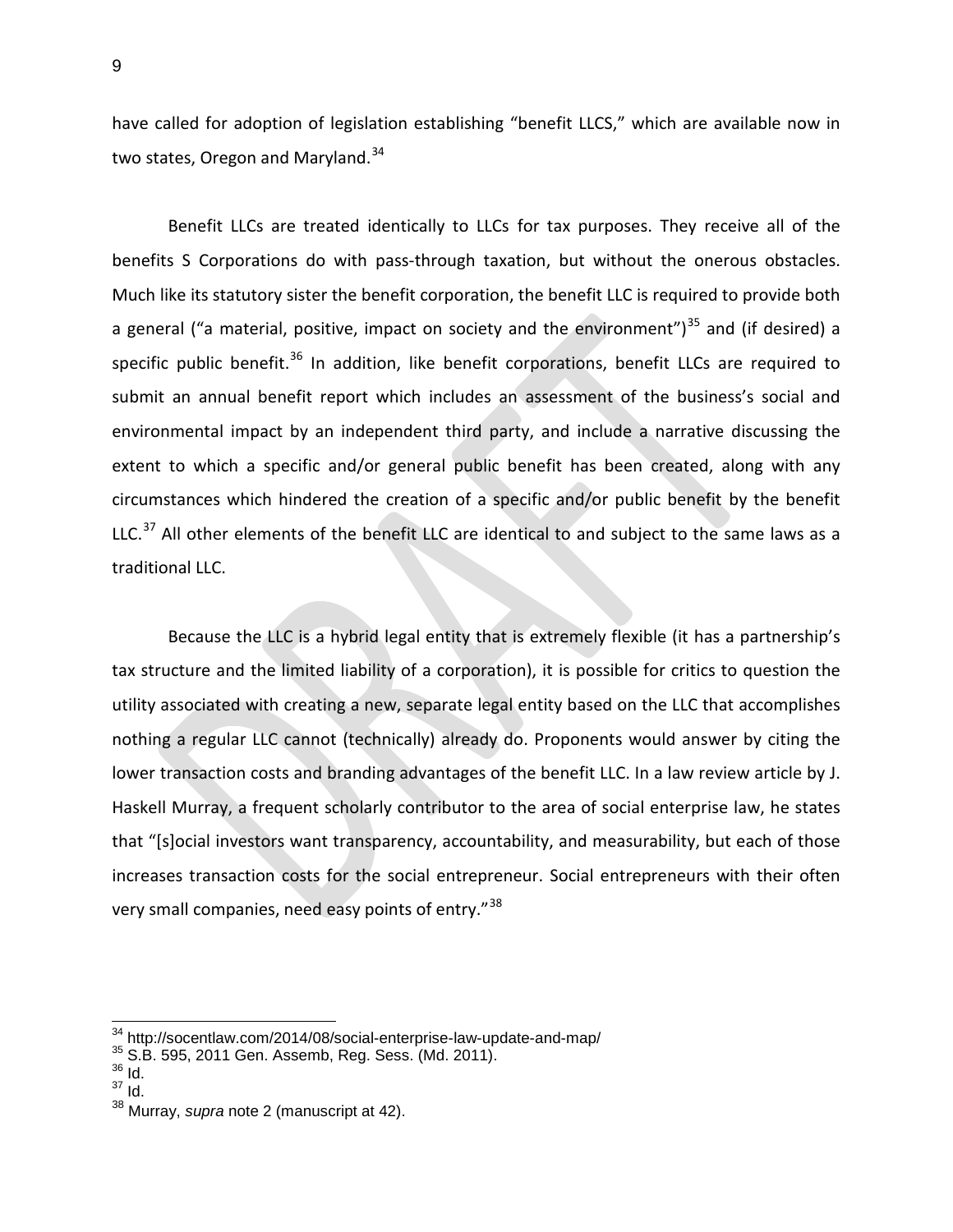have called for adoption of legislation establishing "benefit LLCS," which are available now in two states, Oregon and Maryland.[34]

Benefit LLCs are treated identically to LLCs for tax purposes. They receive all of the benefits S Corporations do with pass-through taxation, but without the onerous obstacles. Much like its statutory sister the benefit corporation, the benefit LLC is required to provide both a general ("a material, positive, impact on society and the environment")[35] and (if desired) a specific public benefit.[36] In addition, like benefit corporations, benefit LLCs are required to submit an annual benefit report which includes an assessment of the business's social and environmental impact by an independent third party, and include a narrative discussing the extent to which a specific and/or general public benefit has been created, along with any circumstances which hindered the creation of a specific and/or public benefit by the benefit LLC.[37] All other elements of the benefit LLC are identical to and subject to the same laws as a traditional LLC.

Because the LLC is a hybrid legal entity that is extremely flexible (it has a partnership's tax structure and the limited liability of a corporation), it is possible for critics to question the utility associated with creating a new, separate legal entity based on the LLC that accomplishes nothing a regular LLC cannot (technically) already do. Proponents would answer by citing the lower transaction costs and branding advantages of the benefit LLC. In a law review article by J. Haskell Murray, a frequent scholarly contributor to the area of social enterprise law, he states that "[s]ocial investors want transparency, accountability, and measurability, but each of those increases transaction costs for the social entrepreneur. Social entrepreneurs with their often very small companies, need easy points of entry."[38]

---

[34] http://socentlaw.com/2014/08/social-enterprise-law-update-and-map/
[35] S.B. 595, 2011 Gen. Assemb, Reg. Sess. (Md. 2011).
[36] Id.
[37] Id.
[38] Murray, *supra* note 2 (manuscript at 42).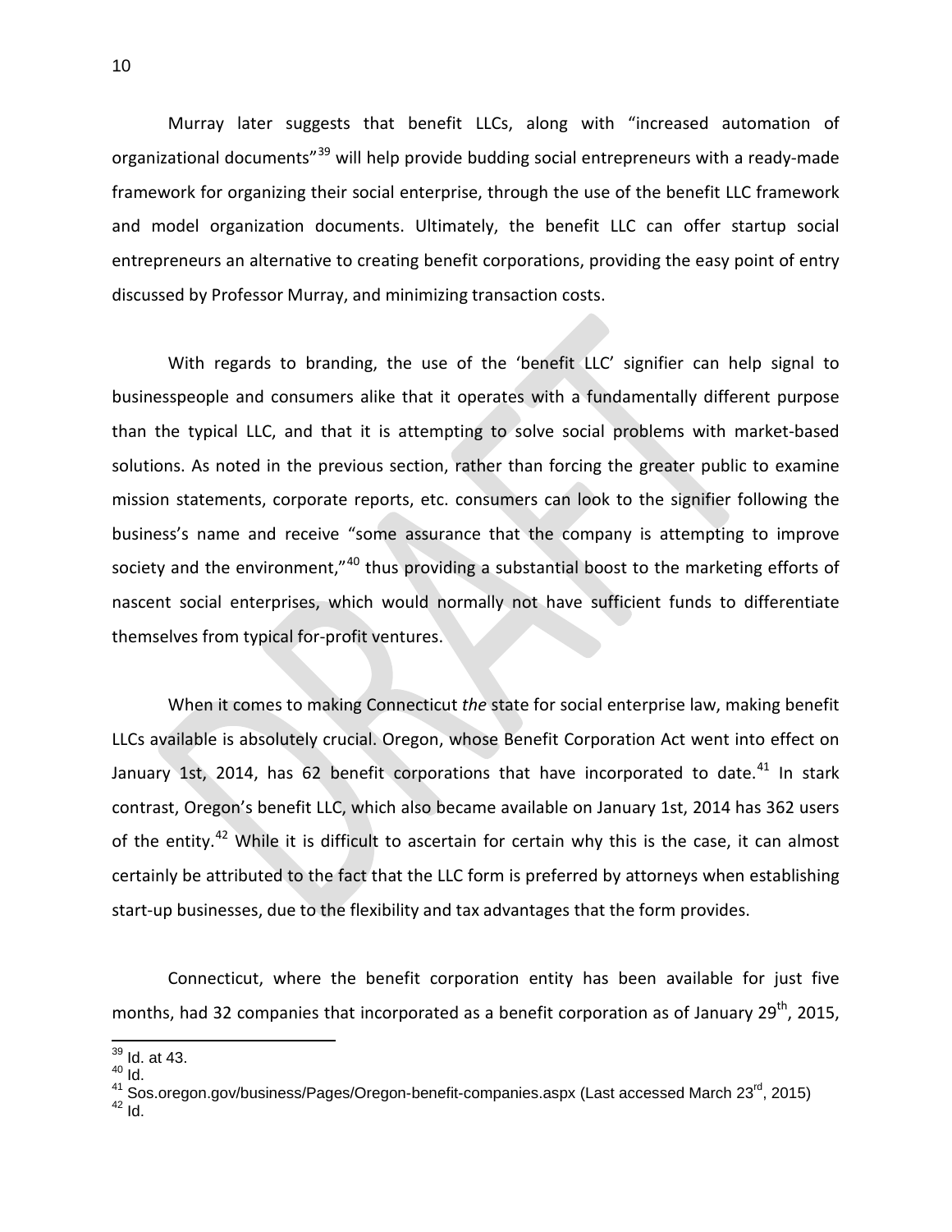Murray later suggests that benefit LLCs, along with "increased automation of organizational documents"[39] will help provide budding social entrepreneurs with a ready-made framework for organizing their social enterprise, through the use of the benefit LLC framework and model organization documents. Ultimately, the benefit LLC can offer startup social entrepreneurs an alternative to creating benefit corporations, providing the easy point of entry discussed by Professor Murray, and minimizing transaction costs.

With regards to branding, the use of the 'benefit LLC' signifier can help signal to businesspeople and consumers alike that it operates with a fundamentally different purpose than the typical LLC, and that it is attempting to solve social problems with market-based solutions. As noted in the previous section, rather than forcing the greater public to examine mission statements, corporate reports, etc. consumers can look to the signifier following the business's name and receive "some assurance that the company is attempting to improve society and the environment,"[40] thus providing a substantial boost to the marketing efforts of nascent social enterprises, which would normally not have sufficient funds to differentiate themselves from typical for-profit ventures.

When it comes to making Connecticut *the* state for social enterprise law, making benefit LLCs available is absolutely crucial. Oregon, whose Benefit Corporation Act went into effect on January 1st, 2014, has 62 benefit corporations that have incorporated to date.[41] In stark contrast, Oregon's benefit LLC, which also became available on January 1st, 2014 has 362 users of the entity.[42] While it is difficult to ascertain for certain why this is the case, it can almost certainly be attributed to the fact that the LLC form is preferred by attorneys when establishing start-up businesses, due to the flexibility and tax advantages that the form provides.

Connecticut, where the benefit corporation entity has been available for just five months, had 32 companies that incorporated as a benefit corporation as of January 29th, 2015,

---

[39] Id. at 43.
[40] Id.
[41] Sos.oregon.gov/business/Pages/Oregon-benefit-companies.aspx (Last accessed March 23rd, 2015)
[42] Id.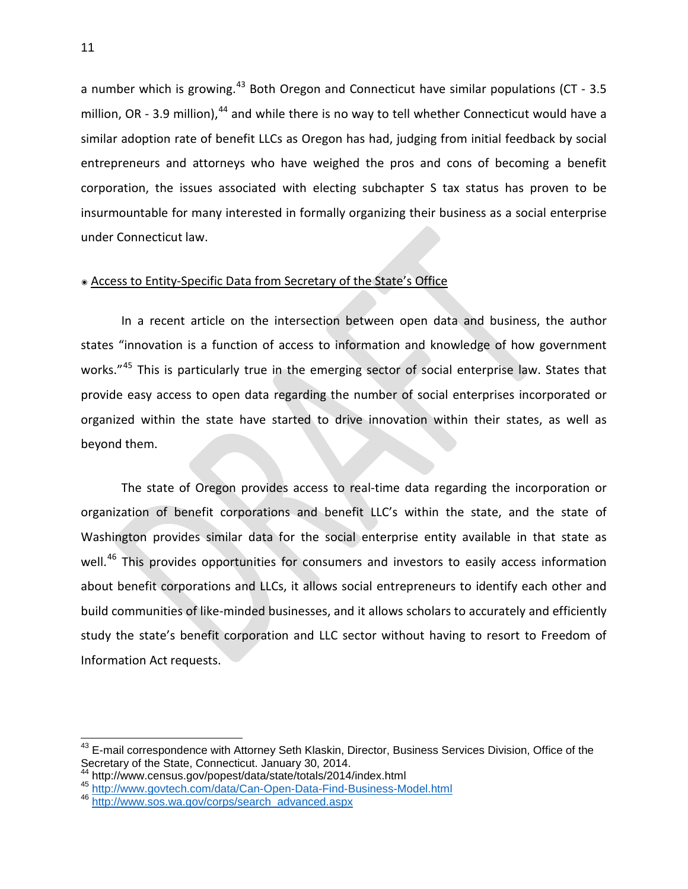a number which is growing.[43] Both Oregon and Connecticut have similar populations (CT - 3.5 million, OR - 3.9 million),[44] and while there is no way to tell whether Connecticut would have a similar adoption rate of benefit LLCs as Oregon has had, judging from initial feedback by social entrepreneurs and attorneys who have weighed the pros and cons of becoming a benefit corporation, the issues associated with electing subchapter S tax status has proven to be insurmountable for many interested in formally organizing their business as a social enterprise under Connecticut law.

◉ Access to Entity-Specific Data from Secretary of the State's Office

In a recent article on the intersection between open data and business, the author states "innovation is a function of access to information and knowledge of how government works."[45] This is particularly true in the emerging sector of social enterprise law. States that provide easy access to open data regarding the number of social enterprises incorporated or organized within the state have started to drive innovation within their states, as well as beyond them.

The state of Oregon provides access to real-time data regarding the incorporation or organization of benefit corporations and benefit LLC's within the state, and the state of Washington provides similar data for the social enterprise entity available in that state as well.[46] This provides opportunities for consumers and investors to easily access information about benefit corporations and LLCs, it allows social entrepreneurs to identify each other and build communities of like-minded businesses, and it allows scholars to accurately and efficiently study the state's benefit corporation and LLC sector without having to resort to Freedom of Information Act requests.

---

[43] E-mail correspondence with Attorney Seth Klaskin, Director, Business Services Division, Office of the Secretary of the State, Connecticut. January 30, 2014.

[44] http://www.census.gov/popest/data/state/totals/2014/index.html

[45] http://www.govtech.com/data/Can-Open-Data-Find-Business-Model.html

[46] http://www.sos.wa.gov/corps/search_advanced.aspx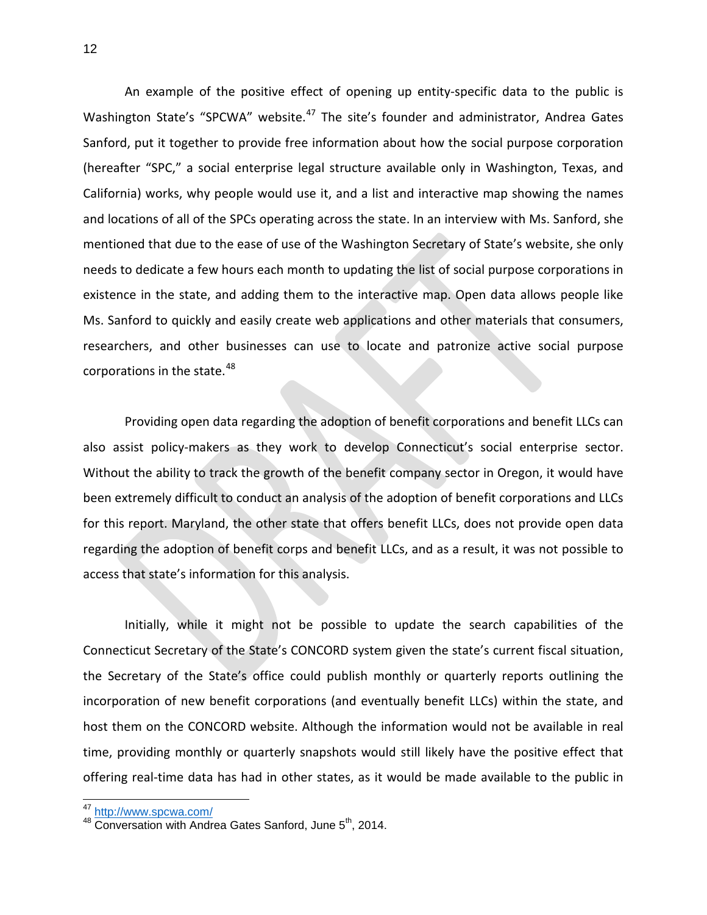An example of the positive effect of opening up entity-specific data to the public is Washington State's "SPCWA" website.[47] The site's founder and administrator, Andrea Gates Sanford, put it together to provide free information about how the social purpose corporation (hereafter "SPC," a social enterprise legal structure available only in Washington, Texas, and California) works, why people would use it, and a list and interactive map showing the names and locations of all of the SPCs operating across the state. In an interview with Ms. Sanford, she mentioned that due to the ease of use of the Washington Secretary of State's website, she only needs to dedicate a few hours each month to updating the list of social purpose corporations in existence in the state, and adding them to the interactive map. Open data allows people like Ms. Sanford to quickly and easily create web applications and other materials that consumers, researchers, and other businesses can use to locate and patronize active social purpose corporations in the state.[48]

Providing open data regarding the adoption of benefit corporations and benefit LLCs can also assist policy-makers as they work to develop Connecticut's social enterprise sector. Without the ability to track the growth of the benefit company sector in Oregon, it would have been extremely difficult to conduct an analysis of the adoption of benefit corporations and LLCs for this report. Maryland, the other state that offers benefit LLCs, does not provide open data regarding the adoption of benefit corps and benefit LLCs, and as a result, it was not possible to access that state's information for this analysis.

Initially, while it might not be possible to update the search capabilities of the Connecticut Secretary of the State's CONCORD system given the state's current fiscal situation, the Secretary of the State's office could publish monthly or quarterly reports outlining the incorporation of new benefit corporations (and eventually benefit LLCs) within the state, and host them on the CONCORD website. Although the information would not be available in real time, providing monthly or quarterly snapshots would still likely have the positive effect that offering real-time data has had in other states, as it would be made available to the public in

---

[47] http://www.spcwa.com/

[48] Conversation with Andrea Gates Sanford, June 5th, 2014.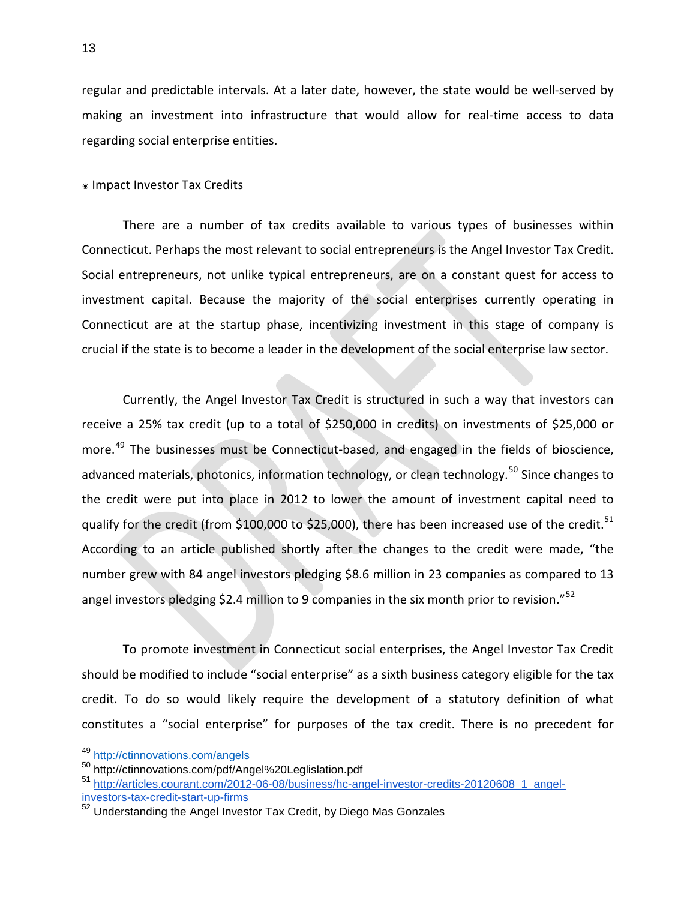regular and predictable intervals. At a later date, however, the state would be well-served by making an investment into infrastructure that would allow for real-time access to data regarding social enterprise entities.

◉ Impact Investor Tax Credits

There are a number of tax credits available to various types of businesses within Connecticut. Perhaps the most relevant to social entrepreneurs is the Angel Investor Tax Credit. Social entrepreneurs, not unlike typical entrepreneurs, are on a constant quest for access to investment capital. Because the majority of the social enterprises currently operating in Connecticut are at the startup phase, incentivizing investment in this stage of company is crucial if the state is to become a leader in the development of the social enterprise law sector.

Currently, the Angel Investor Tax Credit is structured in such a way that investors can receive a 25% tax credit (up to a total of $250,000 in credits) on investments of $25,000 or more.[49] The businesses must be Connecticut-based, and engaged in the fields of bioscience, advanced materials, photonics, information technology, or clean technology.[50] Since changes to the credit were put into place in 2012 to lower the amount of investment capital need to qualify for the credit (from $100,000 to $25,000), there has been increased use of the credit.[51] According to an article published shortly after the changes to the credit were made, "the number grew with 84 angel investors pledging $8.6 million in 23 companies as compared to 13 angel investors pledging $2.4 million to 9 companies in the six month prior to revision."[52]

To promote investment in Connecticut social enterprises, the Angel Investor Tax Credit should be modified to include "social enterprise" as a sixth business category eligible for the tax credit. To do so would likely require the development of a statutory definition of what constitutes a "social enterprise" for purposes of the tax credit. There is no precedent for

---

[49] http://ctinnovations.com/angels

[50] http://ctinnovations.com/pdf/Angel%20Leglislation.pdf

[51] http://articles.courant.com/2012-06-08/business/hc-angel-investor-credits-20120608_1_angel-investors-tax-credit-start-up-firms

[52] Understanding the Angel Investor Tax Credit, by Diego Mas Gonzales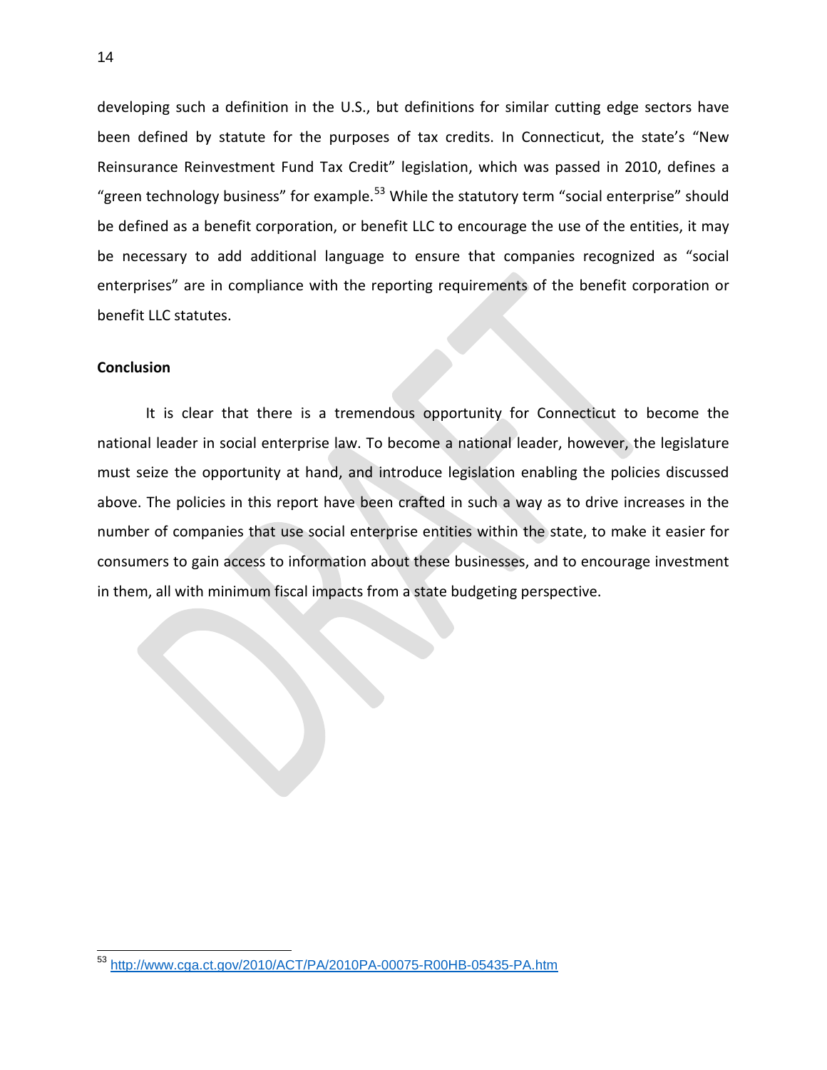developing such a definition in the U.S., but definitions for similar cutting edge sectors have been defined by statute for the purposes of tax credits. In Connecticut, the state's "New Reinsurance Reinvestment Fund Tax Credit" legislation, which was passed in 2010, defines a "green technology business" for example.[53] While the statutory term "social enterprise" should be defined as a benefit corporation, or benefit LLC to encourage the use of the entities, it may be necessary to add additional language to ensure that companies recognized as "social enterprises" are in compliance with the reporting requirements of the benefit corporation or benefit LLC statutes.

**Conclusion**

It is clear that there is a tremendous opportunity for Connecticut to become the national leader in social enterprise law. To become a national leader, however, the legislature must seize the opportunity at hand, and introduce legislation enabling the policies discussed above. The policies in this report have been crafted in such a way as to drive increases in the number of companies that use social enterprise entities within the state, to make it easier for consumers to gain access to information about these businesses, and to encourage investment in them, all with minimum fiscal impacts from a state budgeting perspective.

[53] http://www.cga.ct.gov/2010/ACT/PA/2010PA-00075-R00HB-05435-PA.htm